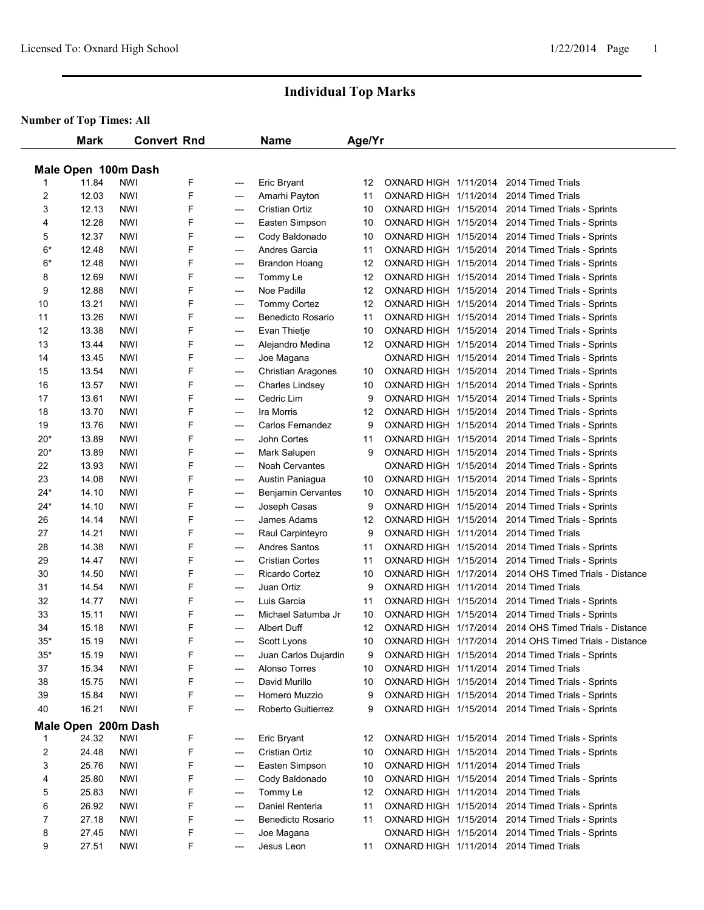# Individual Top Marks

**Number of Top Times: All**

## Male Open 100m Dash

| | Mark | Convert | Rnd | | Name | Age/Yr | | | |
|---|---|---|---|---|---|---|---|---|---|
| 1 | 11.84 | NWI | F | --- | Eric Bryant | 12 | OXNARD HIGH | 1/11/2014 | 2014 Timed Trials |
| 2 | 12.03 | NWI | F | --- | Amarhi Payton | 11 | OXNARD HIGH | 1/11/2014 | 2014 Timed Trials |
| 3 | 12.13 | NWI | F | --- | Cristian Ortiz | 10 | OXNARD HIGH | 1/15/2014 | 2014 Timed Trials - Sprints |
| 4 | 12.28 | NWI | F | --- | Easten Simpson | 10 | OXNARD HIGH | 1/15/2014 | 2014 Timed Trials - Sprints |
| 5 | 12.37 | NWI | F | --- | Cody Baldonado | 10 | OXNARD HIGH | 1/15/2014 | 2014 Timed Trials - Sprints |
| 6* | 12.48 | NWI | F | --- | Andres Garcia | 11 | OXNARD HIGH | 1/15/2014 | 2014 Timed Trials - Sprints |
| 6* | 12.48 | NWI | F | --- | Brandon Hoang | 12 | OXNARD HIGH | 1/15/2014 | 2014 Timed Trials - Sprints |
| 8 | 12.69 | NWI | F | --- | Tommy Le | 12 | OXNARD HIGH | 1/15/2014 | 2014 Timed Trials - Sprints |
| 9 | 12.88 | NWI | F | --- | Noe Padilla | 12 | OXNARD HIGH | 1/15/2014 | 2014 Timed Trials - Sprints |
| 10 | 13.21 | NWI | F | --- | Tommy Cortez | 12 | OXNARD HIGH | 1/15/2014 | 2014 Timed Trials - Sprints |
| 11 | 13.26 | NWI | F | --- | Benedicto Rosario | 11 | OXNARD HIGH | 1/15/2014 | 2014 Timed Trials - Sprints |
| 12 | 13.38 | NWI | F | --- | Evan Thietje | 10 | OXNARD HIGH | 1/15/2014 | 2014 Timed Trials - Sprints |
| 13 | 13.44 | NWI | F | --- | Alejandro Medina | 12 | OXNARD HIGH | 1/15/2014 | 2014 Timed Trials - Sprints |
| 14 | 13.45 | NWI | F | --- | Joe Magana | | OXNARD HIGH | 1/15/2014 | 2014 Timed Trials - Sprints |
| 15 | 13.54 | NWI | F | --- | Christian Aragones | 10 | OXNARD HIGH | 1/15/2014 | 2014 Timed Trials - Sprints |
| 16 | 13.57 | NWI | F | --- | Charles Lindsey | 10 | OXNARD HIGH | 1/15/2014 | 2014 Timed Trials - Sprints |
| 17 | 13.61 | NWI | F | --- | Cedric Lim | 9 | OXNARD HIGH | 1/15/2014 | 2014 Timed Trials - Sprints |
| 18 | 13.70 | NWI | F | --- | Ira Morris | 12 | OXNARD HIGH | 1/15/2014 | 2014 Timed Trials - Sprints |
| 19 | 13.76 | NWI | F | --- | Carlos Fernandez | 9 | OXNARD HIGH | 1/15/2014 | 2014 Timed Trials - Sprints |
| 20* | 13.89 | NWI | F | --- | John Cortes | 11 | OXNARD HIGH | 1/15/2014 | 2014 Timed Trials - Sprints |
| 20* | 13.89 | NWI | F | --- | Mark Salupen | 9 | OXNARD HIGH | 1/15/2014 | 2014 Timed Trials - Sprints |
| 22 | 13.93 | NWI | F | --- | Noah Cervantes | | OXNARD HIGH | 1/15/2014 | 2014 Timed Trials - Sprints |
| 23 | 14.08 | NWI | F | --- | Austin Paniagua | 10 | OXNARD HIGH | 1/15/2014 | 2014 Timed Trials - Sprints |
| 24* | 14.10 | NWI | F | --- | Benjamin Cervantes | 10 | OXNARD HIGH | 1/15/2014 | 2014 Timed Trials - Sprints |
| 24* | 14.10 | NWI | F | --- | Joseph Casas | 9 | OXNARD HIGH | 1/15/2014 | 2014 Timed Trials - Sprints |
| 26 | 14.14 | NWI | F | --- | James Adams | 12 | OXNARD HIGH | 1/15/2014 | 2014 Timed Trials - Sprints |
| 27 | 14.21 | NWI | F | --- | Raul Carpinteyro | 9 | OXNARD HIGH | 1/11/2014 | 2014 Timed Trials |
| 28 | 14.38 | NWI | F | --- | Andres Santos | 11 | OXNARD HIGH | 1/15/2014 | 2014 Timed Trials - Sprints |
| 29 | 14.47 | NWI | F | --- | Cristian Cortes | 11 | OXNARD HIGH | 1/15/2014 | 2014 Timed Trials - Sprints |
| 30 | 14.50 | NWI | F | --- | Ricardo Cortez | 10 | OXNARD HIGH | 1/17/2014 | 2014 OHS Timed Trials - Distance |
| 31 | 14.54 | NWI | F | --- | Juan Ortiz | 9 | OXNARD HIGH | 1/11/2014 | 2014 Timed Trials |
| 32 | 14.77 | NWI | F | --- | Luis Garcia | 11 | OXNARD HIGH | 1/15/2014 | 2014 Timed Trials - Sprints |
| 33 | 15.11 | NWI | F | --- | Michael Satumba Jr | 10 | OXNARD HIGH | 1/15/2014 | 2014 Timed Trials - Sprints |
| 34 | 15.18 | NWI | F | --- | Albert Duff | 12 | OXNARD HIGH | 1/17/2014 | 2014 OHS Timed Trials - Distance |
| 35* | 15.19 | NWI | F | --- | Scott Lyons | 10 | OXNARD HIGH | 1/17/2014 | 2014 OHS Timed Trials - Distance |
| 35* | 15.19 | NWI | F | --- | Juan Carlos Dujardin | 9 | OXNARD HIGH | 1/15/2014 | 2014 Timed Trials - Sprints |
| 37 | 15.34 | NWI | F | --- | Alonso Torres | 10 | OXNARD HIGH | 1/11/2014 | 2014 Timed Trials |
| 38 | 15.75 | NWI | F | --- | David Murillo | 10 | OXNARD HIGH | 1/15/2014 | 2014 Timed Trials - Sprints |
| 39 | 15.84 | NWI | F | --- | Homero Muzzio | 9 | OXNARD HIGH | 1/15/2014 | 2014 Timed Trials - Sprints |
| 40 | 16.21 | NWI | F | --- | Roberto Guitierrez | 9 | OXNARD HIGH | 1/15/2014 | 2014 Timed Trials - Sprints |

## Male Open 200m Dash

| | Mark | Convert | Rnd | | Name | Age/Yr | | | |
|---|---|---|---|---|---|---|---|---|---|
| 1 | 24.32 | NWI | F | --- | Eric Bryant | 12 | OXNARD HIGH | 1/15/2014 | 2014 Timed Trials - Sprints |
| 2 | 24.48 | NWI | F | --- | Cristian Ortiz | 10 | OXNARD HIGH | 1/15/2014 | 2014 Timed Trials - Sprints |
| 3 | 25.76 | NWI | F | --- | Easten Simpson | 10 | OXNARD HIGH | 1/11/2014 | 2014 Timed Trials |
| 4 | 25.80 | NWI | F | --- | Cody Baldonado | 10 | OXNARD HIGH | 1/15/2014 | 2014 Timed Trials - Sprints |
| 5 | 25.83 | NWI | F | --- | Tommy Le | 12 | OXNARD HIGH | 1/11/2014 | 2014 Timed Trials |
| 6 | 26.92 | NWI | F | --- | Daniel Renteria | 11 | OXNARD HIGH | 1/15/2014 | 2014 Timed Trials - Sprints |
| 7 | 27.18 | NWI | F | --- | Benedicto Rosario | 11 | OXNARD HIGH | 1/15/2014 | 2014 Timed Trials - Sprints |
| 8 | 27.45 | NWI | F | --- | Joe Magana | | OXNARD HIGH | 1/15/2014 | 2014 Timed Trials - Sprints |
| 9 | 27.51 | NWI | F | --- | Jesus Leon | 11 | OXNARD HIGH | 1/11/2014 | 2014 Timed Trials |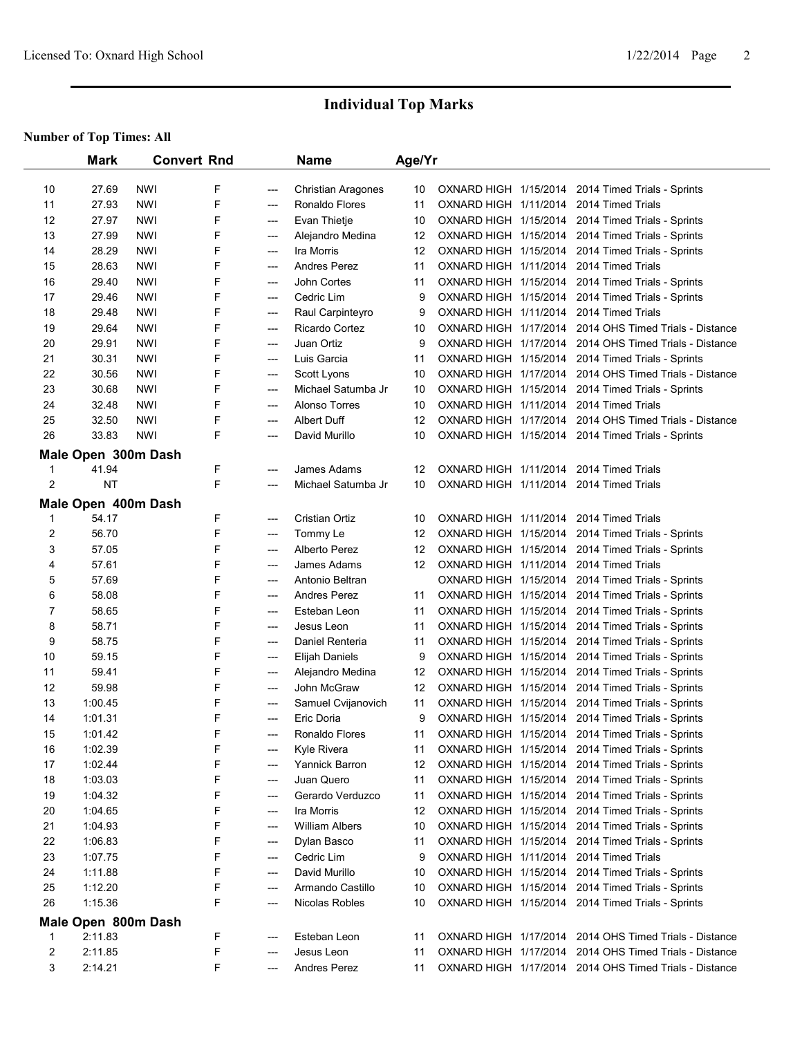## Individual Top Marks

**Number of Top Times: All**

| | Mark | Convert | Rnd | | Name | Age/Yr | | | |
|---|---|---|---|---|---|---|---|---|---|
| 10 | 27.69 | NWI | F | --- | Christian Aragones | 10 | OXNARD HIGH | 1/15/2014 | 2014 Timed Trials - Sprints |
| 11 | 27.93 | NWI | F | --- | Ronaldo Flores | 11 | OXNARD HIGH | 1/11/2014 | 2014 Timed Trials |
| 12 | 27.97 | NWI | F | --- | Evan Thietje | 10 | OXNARD HIGH | 1/15/2014 | 2014 Timed Trials - Sprints |
| 13 | 27.99 | NWI | F | --- | Alejandro Medina | 12 | OXNARD HIGH | 1/15/2014 | 2014 Timed Trials - Sprints |
| 14 | 28.29 | NWI | F | --- | Ira Morris | 12 | OXNARD HIGH | 1/15/2014 | 2014 Timed Trials - Sprints |
| 15 | 28.63 | NWI | F | --- | Andres Perez | 11 | OXNARD HIGH | 1/11/2014 | 2014 Timed Trials |
| 16 | 29.40 | NWI | F | --- | John Cortes | 11 | OXNARD HIGH | 1/15/2014 | 2014 Timed Trials - Sprints |
| 17 | 29.46 | NWI | F | --- | Cedric Lim | 9 | OXNARD HIGH | 1/15/2014 | 2014 Timed Trials - Sprints |
| 18 | 29.48 | NWI | F | --- | Raul Carpinteyro | 9 | OXNARD HIGH | 1/11/2014 | 2014 Timed Trials |
| 19 | 29.64 | NWI | F | --- | Ricardo Cortez | 10 | OXNARD HIGH | 1/17/2014 | 2014 OHS Timed Trials - Distance |
| 20 | 29.91 | NWI | F | --- | Juan Ortiz | 9 | OXNARD HIGH | 1/17/2014 | 2014 OHS Timed Trials - Distance |
| 21 | 30.31 | NWI | F | --- | Luis Garcia | 11 | OXNARD HIGH | 1/15/2014 | 2014 Timed Trials - Sprints |
| 22 | 30.56 | NWI | F | --- | Scott Lyons | 10 | OXNARD HIGH | 1/17/2014 | 2014 OHS Timed Trials - Distance |
| 23 | 30.68 | NWI | F | --- | Michael Satumba Jr | 10 | OXNARD HIGH | 1/15/2014 | 2014 Timed Trials - Sprints |
| 24 | 32.48 | NWI | F | --- | Alonso Torres | 10 | OXNARD HIGH | 1/11/2014 | 2014 Timed Trials |
| 25 | 32.50 | NWI | F | --- | Albert Duff | 12 | OXNARD HIGH | 1/17/2014 | 2014 OHS Timed Trials - Distance |
| 26 | 33.83 | NWI | F | --- | David Murillo | 10 | OXNARD HIGH | 1/15/2014 | 2014 Timed Trials - Sprints |

### Male Open 300m Dash

| | Mark | Convert | Rnd | | Name | Age/Yr | | | |
|---|---|---|---|---|---|---|---|---|---|
| 1 | 41.94 | | F | --- | James Adams | 12 | OXNARD HIGH | 1/11/2014 | 2014 Timed Trials |
| 2 | NT | | F | --- | Michael Satumba Jr | 10 | OXNARD HIGH | 1/11/2014 | 2014 Timed Trials |

### Male Open 400m Dash

| | Mark | Convert | Rnd | | Name | Age/Yr | | | |
|---|---|---|---|---|---|---|---|---|---|
| 1 | 54.17 | | F | --- | Cristian Ortiz | 10 | OXNARD HIGH | 1/11/2014 | 2014 Timed Trials |
| 2 | 56.70 | | F | --- | Tommy Le | 12 | OXNARD HIGH | 1/15/2014 | 2014 Timed Trials - Sprints |
| 3 | 57.05 | | F | --- | Alberto Perez | 12 | OXNARD HIGH | 1/15/2014 | 2014 Timed Trials - Sprints |
| 4 | 57.61 | | F | --- | James Adams | 12 | OXNARD HIGH | 1/11/2014 | 2014 Timed Trials |
| 5 | 57.69 | | F | --- | Antonio Beltran | | OXNARD HIGH | 1/15/2014 | 2014 Timed Trials - Sprints |
| 6 | 58.08 | | F | --- | Andres Perez | 11 | OXNARD HIGH | 1/15/2014 | 2014 Timed Trials - Sprints |
| 7 | 58.65 | | F | --- | Esteban Leon | 11 | OXNARD HIGH | 1/15/2014 | 2014 Timed Trials - Sprints |
| 8 | 58.71 | | F | --- | Jesus Leon | 11 | OXNARD HIGH | 1/15/2014 | 2014 Timed Trials - Sprints |
| 9 | 58.75 | | F | --- | Daniel Renteria | 11 | OXNARD HIGH | 1/15/2014 | 2014 Timed Trials - Sprints |
| 10 | 59.15 | | F | --- | Elijah Daniels | 9 | OXNARD HIGH | 1/15/2014 | 2014 Timed Trials - Sprints |
| 11 | 59.41 | | F | --- | Alejandro Medina | 12 | OXNARD HIGH | 1/15/2014 | 2014 Timed Trials - Sprints |
| 12 | 59.98 | | F | --- | John McGraw | 12 | OXNARD HIGH | 1/15/2014 | 2014 Timed Trials - Sprints |
| 13 | 1:00.45 | | F | --- | Samuel Cvijanovich | 11 | OXNARD HIGH | 1/15/2014 | 2014 Timed Trials - Sprints |
| 14 | 1:01.31 | | F | --- | Eric Doria | 9 | OXNARD HIGH | 1/15/2014 | 2014 Timed Trials - Sprints |
| 15 | 1:01.42 | | F | --- | Ronaldo Flores | 11 | OXNARD HIGH | 1/15/2014 | 2014 Timed Trials - Sprints |
| 16 | 1:02.39 | | F | --- | Kyle Rivera | 11 | OXNARD HIGH | 1/15/2014 | 2014 Timed Trials - Sprints |
| 17 | 1:02.44 | | F | --- | Yannick Barron | 12 | OXNARD HIGH | 1/15/2014 | 2014 Timed Trials - Sprints |
| 18 | 1:03.03 | | F | --- | Juan Quero | 11 | OXNARD HIGH | 1/15/2014 | 2014 Timed Trials - Sprints |
| 19 | 1:04.32 | | F | --- | Gerardo Verduzco | 11 | OXNARD HIGH | 1/15/2014 | 2014 Timed Trials - Sprints |
| 20 | 1:04.65 | | F | --- | Ira Morris | 12 | OXNARD HIGH | 1/15/2014 | 2014 Timed Trials - Sprints |
| 21 | 1:04.93 | | F | --- | William Albers | 10 | OXNARD HIGH | 1/15/2014 | 2014 Timed Trials - Sprints |
| 22 | 1:06.83 | | F | --- | Dylan Basco | 11 | OXNARD HIGH | 1/15/2014 | 2014 Timed Trials - Sprints |
| 23 | 1:07.75 | | F | --- | Cedric Lim | 9 | OXNARD HIGH | 1/11/2014 | 2014 Timed Trials |
| 24 | 1:11.88 | | F | --- | David Murillo | 10 | OXNARD HIGH | 1/15/2014 | 2014 Timed Trials - Sprints |
| 25 | 1:12.20 | | F | --- | Armando Castillo | 10 | OXNARD HIGH | 1/15/2014 | 2014 Timed Trials - Sprints |
| 26 | 1:15.36 | | F | --- | Nicolas Robles | 10 | OXNARD HIGH | 1/15/2014 | 2014 Timed Trials - Sprints |

### Male Open 800m Dash

| | Mark | Convert | Rnd | | Name | Age/Yr | | | |
|---|---|---|---|---|---|---|---|---|---|
| 1 | 2:11.83 | | F | --- | Esteban Leon | 11 | OXNARD HIGH | 1/17/2014 | 2014 OHS Timed Trials - Distance |
| 2 | 2:11.85 | | F | --- | Jesus Leon | 11 | OXNARD HIGH | 1/17/2014 | 2014 OHS Timed Trials - Distance |
| 3 | 2:14.21 | | F | --- | Andres Perez | 11 | OXNARD HIGH | 1/17/2014 | 2014 OHS Timed Trials - Distance |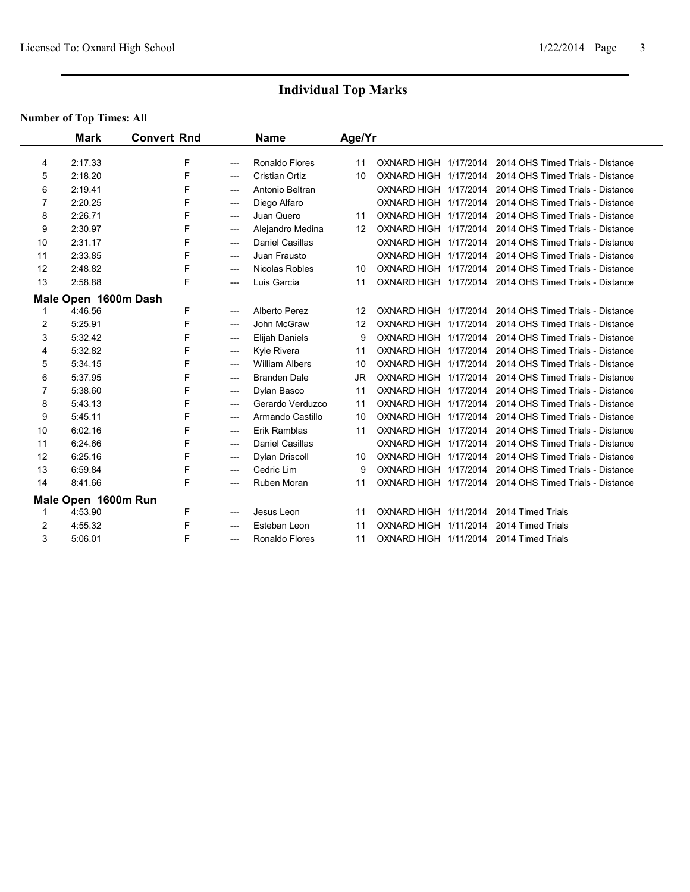## Individual Top Marks

**Number of Top Times: All**

| | Mark | Convert | Rnd | | Name | Age/Yr | | | |
|---|---|---|---|---|---|---|---|---|---|
| 4 | 2:17.33 | | F | --- | Ronaldo Flores | 11 | OXNARD HIGH | 1/17/2014 | 2014 OHS Timed Trials - Distance |
| 5 | 2:18.20 | | F | --- | Cristian Ortiz | 10 | OXNARD HIGH | 1/17/2014 | 2014 OHS Timed Trials - Distance |
| 6 | 2:19.41 | | F | --- | Antonio Beltran | | OXNARD HIGH | 1/17/2014 | 2014 OHS Timed Trials - Distance |
| 7 | 2:20.25 | | F | --- | Diego Alfaro | | OXNARD HIGH | 1/17/2014 | 2014 OHS Timed Trials - Distance |
| 8 | 2:26.71 | | F | --- | Juan Quero | 11 | OXNARD HIGH | 1/17/2014 | 2014 OHS Timed Trials - Distance |
| 9 | 2:30.97 | | F | --- | Alejandro Medina | 12 | OXNARD HIGH | 1/17/2014 | 2014 OHS Timed Trials - Distance |
| 10 | 2:31.17 | | F | --- | Daniel Casillas | | OXNARD HIGH | 1/17/2014 | 2014 OHS Timed Trials - Distance |
| 11 | 2:33.85 | | F | --- | Juan Frausto | | OXNARD HIGH | 1/17/2014 | 2014 OHS Timed Trials - Distance |
| 12 | 2:48.82 | | F | --- | Nicolas Robles | 10 | OXNARD HIGH | 1/17/2014 | 2014 OHS Timed Trials - Distance |
| 13 | 2:58.88 | | F | --- | Luis Garcia | 11 | OXNARD HIGH | 1/17/2014 | 2014 OHS Timed Trials - Distance |
| **Male Open 1600m Dash** | | | | | | | | | |
| 1 | 4:46.56 | | F | --- | Alberto Perez | 12 | OXNARD HIGH | 1/17/2014 | 2014 OHS Timed Trials - Distance |
| 2 | 5:25.91 | | F | --- | John McGraw | 12 | OXNARD HIGH | 1/17/2014 | 2014 OHS Timed Trials - Distance |
| 3 | 5:32.42 | | F | --- | Elijah Daniels | 9 | OXNARD HIGH | 1/17/2014 | 2014 OHS Timed Trials - Distance |
| 4 | 5:32.82 | | F | --- | Kyle Rivera | 11 | OXNARD HIGH | 1/17/2014 | 2014 OHS Timed Trials - Distance |
| 5 | 5:34.15 | | F | --- | William Albers | 10 | OXNARD HIGH | 1/17/2014 | 2014 OHS Timed Trials - Distance |
| 6 | 5:37.95 | | F | --- | Branden Dale | JR | OXNARD HIGH | 1/17/2014 | 2014 OHS Timed Trials - Distance |
| 7 | 5:38.60 | | F | --- | Dylan Basco | 11 | OXNARD HIGH | 1/17/2014 | 2014 OHS Timed Trials - Distance |
| 8 | 5:43.13 | | F | --- | Gerardo Verduzco | 11 | OXNARD HIGH | 1/17/2014 | 2014 OHS Timed Trials - Distance |
| 9 | 5:45.11 | | F | --- | Armando Castillo | 10 | OXNARD HIGH | 1/17/2014 | 2014 OHS Timed Trials - Distance |
| 10 | 6:02.16 | | F | --- | Erik Ramblas | 11 | OXNARD HIGH | 1/17/2014 | 2014 OHS Timed Trials - Distance |
| 11 | 6:24.66 | | F | --- | Daniel Casillas | | OXNARD HIGH | 1/17/2014 | 2014 OHS Timed Trials - Distance |
| 12 | 6:25.16 | | F | --- | Dylan Driscoll | 10 | OXNARD HIGH | 1/17/2014 | 2014 OHS Timed Trials - Distance |
| 13 | 6:59.84 | | F | --- | Cedric Lim | 9 | OXNARD HIGH | 1/17/2014 | 2014 OHS Timed Trials - Distance |
| 14 | 8:41.66 | | F | --- | Ruben Moran | 11 | OXNARD HIGH | 1/17/2014 | 2014 OHS Timed Trials - Distance |
| **Male Open 1600m Run** | | | | | | | | | |
| 1 | 4:53.90 | | F | --- | Jesus Leon | 11 | OXNARD HIGH | 1/11/2014 | 2014 Timed Trials |
| 2 | 4:55.32 | | F | --- | Esteban Leon | 11 | OXNARD HIGH | 1/11/2014 | 2014 Timed Trials |
| 3 | 5:06.01 | | F | --- | Ronaldo Flores | 11 | OXNARD HIGH | 1/11/2014 | 2014 Timed Trials |